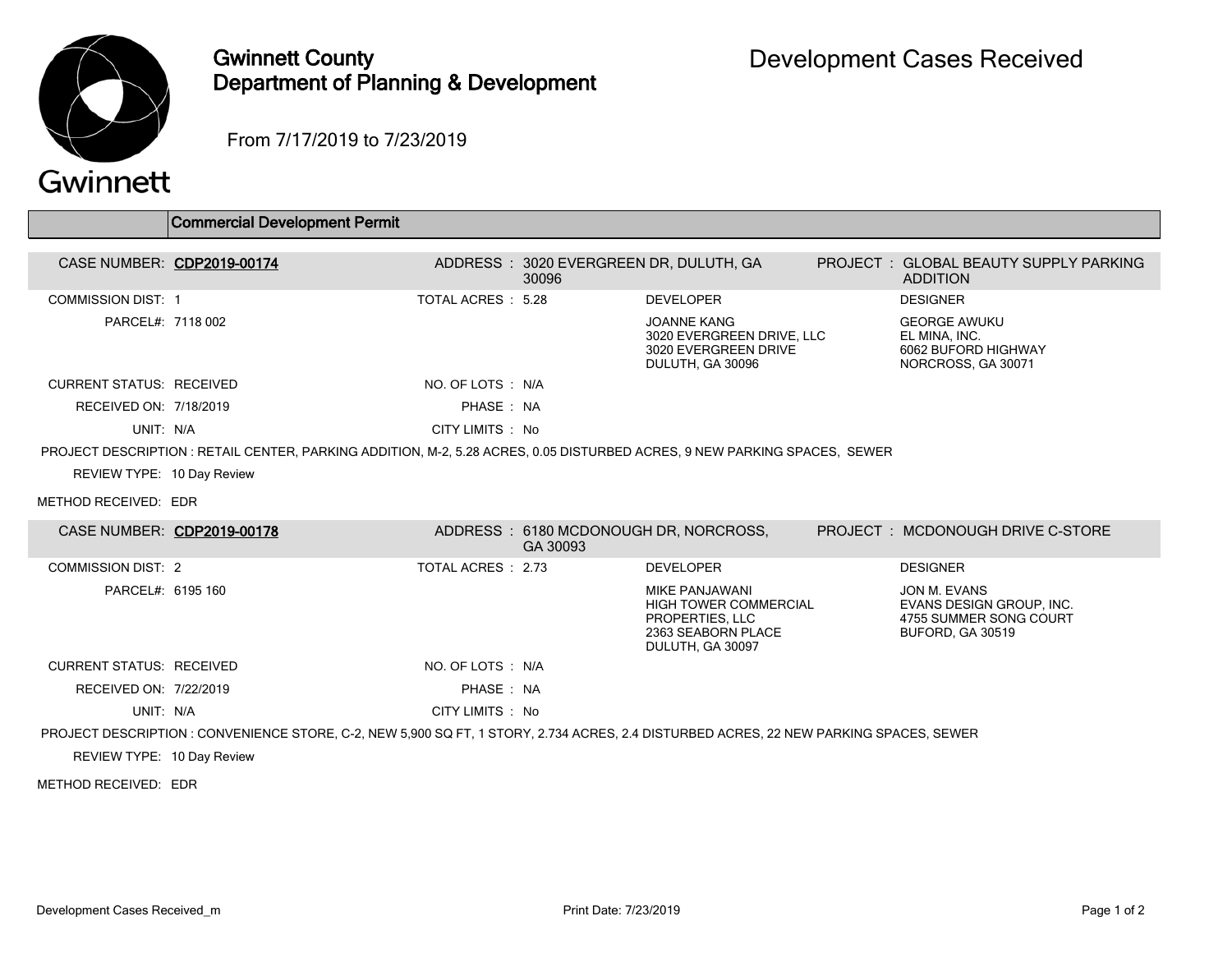# Gwinnett County Department of Planning & Development

# Development Cases Received

From 7/17/2019 to 7/23/2019

## Commercial Development Permit

**CASE NUMBER:** CDP2019-00174
**ADDRESS:** 3020 EVERGREEN DR, DULUTH, GA 30096
**PROJECT:** GLOBAL BEAUTY SUPPLY PARKING ADDITION

COMMISSION DIST: 1
TOTAL ACRES: 5.28
PARCEL#: 7118 002

**DEVELOPER**
JOANNE KANG
3020 EVERGREEN DRIVE, LLC
3020 EVERGREEN DRIVE
DULUTH, GA 30096

**DESIGNER**
GEORGE AWUKU
EL MINA, INC.
6062 BUFORD HIGHWAY
NORCROSS, GA 30071

CURRENT STATUS: RECEIVED
NO. OF LOTS: N/A
RECEIVED ON: 7/18/2019
PHASE: NA
UNIT: N/A
CITY LIMITS: No

PROJECT DESCRIPTION: RETAIL CENTER, PARKING ADDITION, M-2, 5.28 ACRES, 0.05 DISTURBED ACRES, 9 NEW PARKING SPACES, SEWER

REVIEW TYPE: 10 Day Review

METHOD RECEIVED: EDR

---

**CASE NUMBER:** CDP2019-00178
**ADDRESS:** 6180 MCDONOUGH DR, NORCROSS, GA 30093
**PROJECT:** MCDONOUGH DRIVE C-STORE

COMMISSION DIST: 2
TOTAL ACRES: 2.73
PARCEL#: 6195 160

**DEVELOPER**
MIKE PANJAWANI
HIGH TOWER COMMERCIAL PROPERTIES, LLC
2363 SEABORN PLACE
DULUTH, GA 30097

**DESIGNER**
JON M. EVANS
EVANS DESIGN GROUP, INC.
4755 SUMMER SONG COURT
BUFORD, GA 30519

CURRENT STATUS: RECEIVED
NO. OF LOTS: N/A
RECEIVED ON: 7/22/2019
PHASE: NA
UNIT: N/A
CITY LIMITS: No

PROJECT DESCRIPTION: CONVENIENCE STORE, C-2, NEW 5,900 SQ FT, 1 STORY, 2.734 ACRES, 2.4 DISTURBED ACRES, 22 NEW PARKING SPACES, SEWER

REVIEW TYPE: 10 Day Review

METHOD RECEIVED: EDR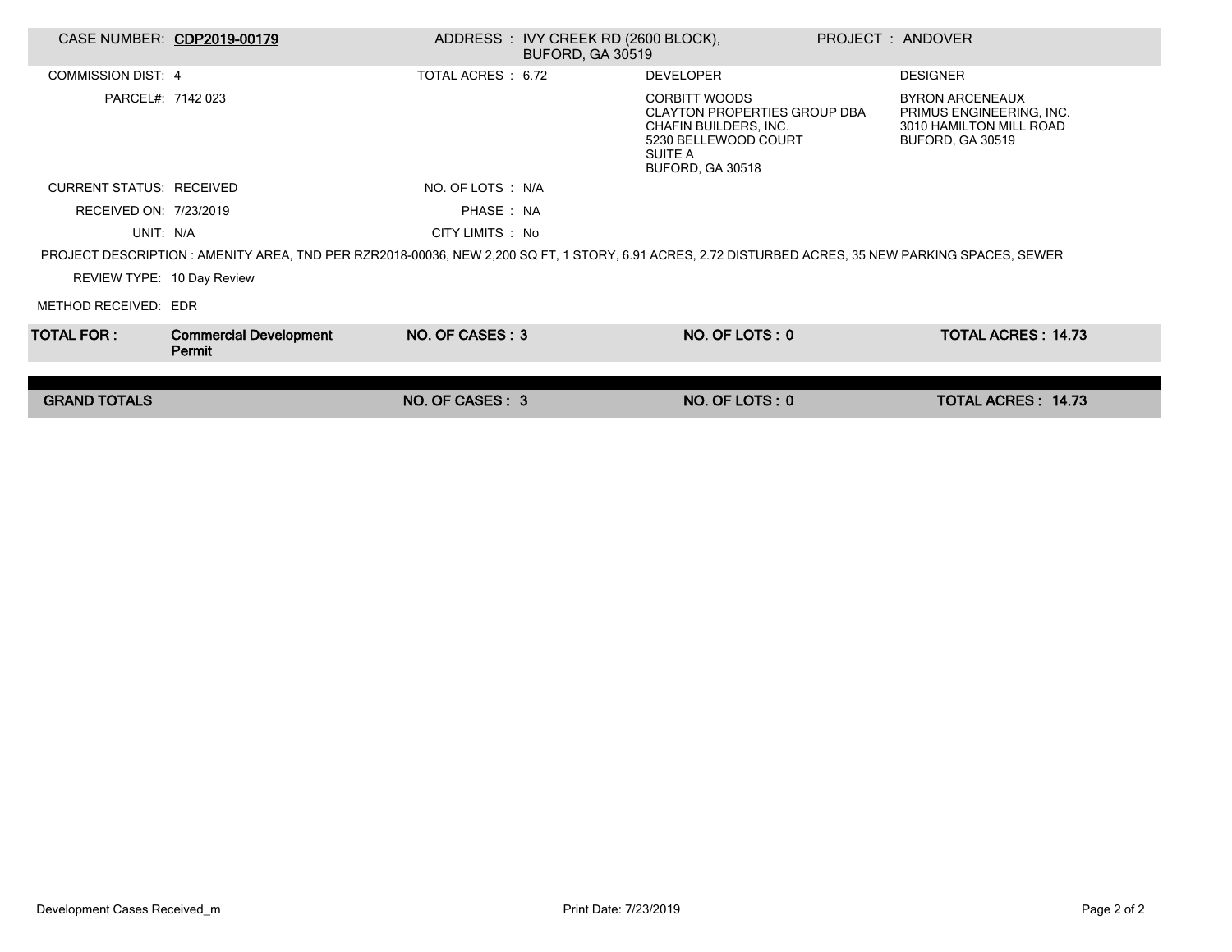| CASE NUMBER: | **CDP2019-00179** | ADDRESS : | IVY CREEK RD (2600 BLOCK), BUFORD, GA 30519 | PROJECT : | ANDOVER |
|---|---|---|---|---|---|
| COMMISSION DIST: | 4 | TOTAL ACRES : | 6.72 | DEVELOPER | DESIGNER |
| PARCEL#: | 7142 023 | | | CORBITT WOODS<br>CLAYTON PROPERTIES GROUP DBA CHAFIN BUILDERS, INC.<br>5230 BELLEWOOD COURT<br>SUITE A<br>BUFORD, GA 30518 | BYRON ARCENEAUX<br>PRIMUS ENGINEERING, INC.<br>3010 HAMILTON MILL ROAD<br>BUFORD, GA 30519 |
| CURRENT STATUS: | RECEIVED | NO. OF LOTS : | N/A | | |
| RECEIVED ON: | 7/23/2019 | PHASE : | NA | | |
| UNIT: | N/A | CITY LIMITS : | No | | |

PROJECT DESCRIPTION : AMENITY AREA, TND PER RZR2018-00036, NEW 2,200 SQ FT, 1 STORY, 6.91 ACRES, 2.72 DISTURBED ACRES, 35 NEW PARKING SPACES, SEWER

REVIEW TYPE: 10 Day Review

METHOD RECEIVED: EDR

| **TOTAL FOR :** | **Commercial Development Permit** | **NO. OF CASES : 3** | **NO. OF LOTS : 0** | **TOTAL ACRES : 14.73** |
|---|---|---|---|---|
| **GRAND TOTALS** | | **NO. OF CASES : 3** | **NO. OF LOTS : 0** | **TOTAL ACRES : 14.73** |

Development Cases Received_m

Print Date: 7/23/2019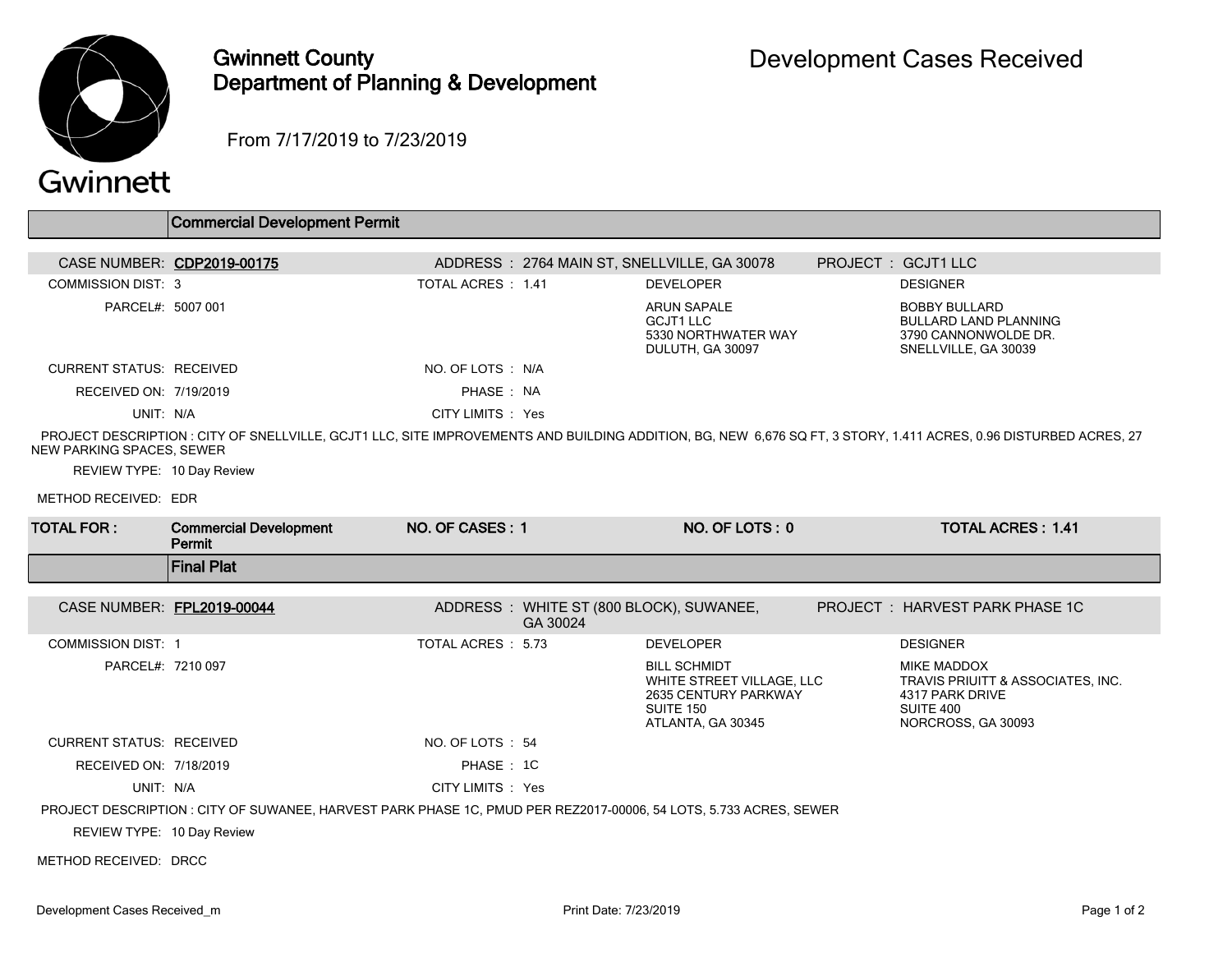# Gwinnett County Department of Planning & Development

## Development Cases Received

From 7/17/2019 to 7/23/2019

### Commercial Development Permit

**CASE NUMBER:** CDP2019-00175 | **ADDRESS:** 2764 MAIN ST, SNELLVILLE, GA 30078 | **PROJECT:** GCJT1 LLC

| | | | | | |
|---|---|---|---|---|---|
| COMMISSION DIST: | 3 | TOTAL ACRES : | 1.41 | DEVELOPER | DESIGNER |
| PARCEL#: | 5007 001 | | | ARUN SAPALE<br>GCJT1 LLC<br>5330 NORTHWATER WAY<br>DULUTH, GA 30097 | BOBBY BULLARD<br>BULLARD LAND PLANNING<br>3790 CANNONWOLDE DR.<br>SNELLVILLE, GA 30039 |
| CURRENT STATUS: | RECEIVED | NO. OF LOTS : | N/A | | |
| RECEIVED ON: | 7/19/2019 | PHASE : | NA | | |
| UNIT: | N/A | CITY LIMITS : | Yes | | |

PROJECT DESCRIPTION : CITY OF SNELLVILLE, GCJT1 LLC, SITE IMPROVEMENTS AND BUILDING ADDITION, BG, NEW 6,676 SQ FT, 3 STORY, 1.411 ACRES, 0.96 DISTURBED ACRES, 27 NEW PARKING SPACES, SEWER

REVIEW TYPE: 10 Day Review

METHOD RECEIVED: EDR

| TOTAL FOR : | Commercial Development Permit | NO. OF CASES : 1 | NO. OF LOTS : 0 | TOTAL ACRES : 1.41 |
|---|---|---|---|---|

### Final Plat

**CASE NUMBER:** FPL2019-00044 | **ADDRESS:** WHITE ST (800 BLOCK), SUWANEE, GA 30024 | **PROJECT:** HARVEST PARK PHASE 1C

| | | | | | |
|---|---|---|---|---|---|
| COMMISSION DIST: | 1 | TOTAL ACRES : | 5.73 | DEVELOPER | DESIGNER |
| PARCEL#: | 7210 097 | | | BILL SCHMIDT<br>WHITE STREET VILLAGE, LLC<br>2635 CENTURY PARKWAY<br>SUITE 150<br>ATLANTA, GA 30345 | MIKE MADDOX<br>TRAVIS PRIUITT & ASSOCIATES, INC.<br>4317 PARK DRIVE<br>SUITE 400<br>NORCROSS, GA 30093 |
| CURRENT STATUS: | RECEIVED | NO. OF LOTS : | 54 | | |
| RECEIVED ON: | 7/18/2019 | PHASE : | 1C | | |
| UNIT: | N/A | CITY LIMITS : | Yes | | |

PROJECT DESCRIPTION : CITY OF SUWANEE, HARVEST PARK PHASE 1C, PMUD PER REZ2017-00006, 54 LOTS, 5.733 ACRES, SEWER

REVIEW TYPE: 10 Day Review

METHOD RECEIVED: DRCC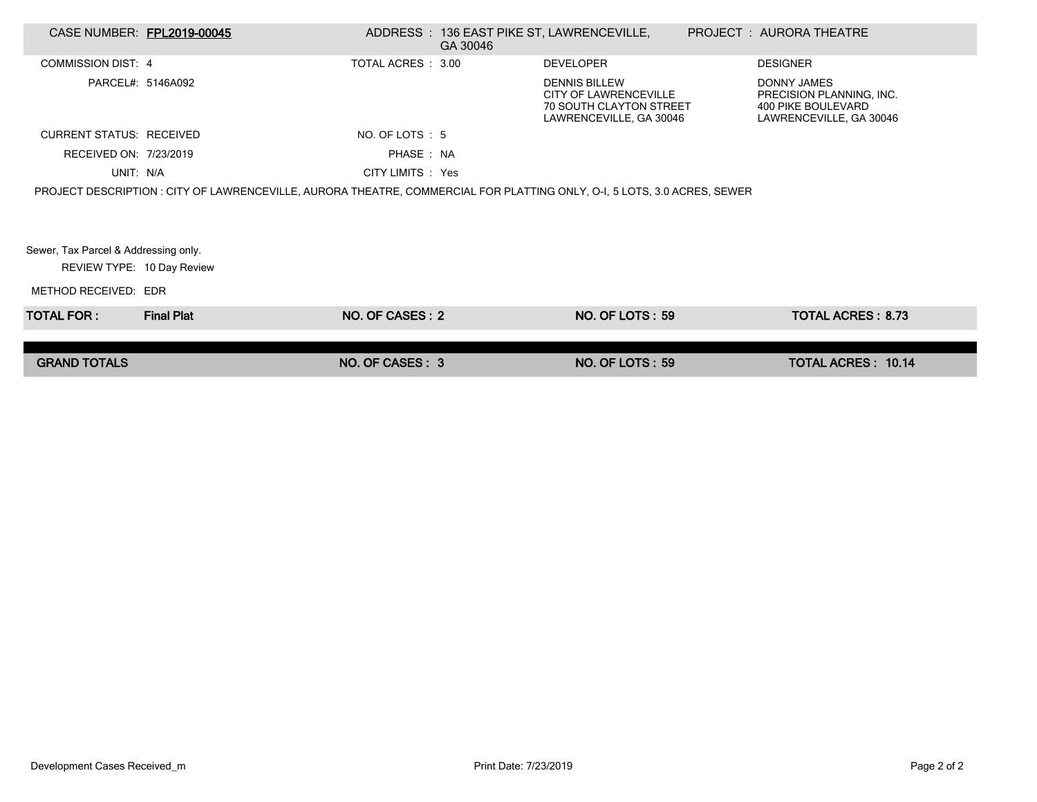| | | | |
|---|---|---|---|
| CASE NUMBER: **FPL2019-00045** | ADDRESS : 136 EAST PIKE ST, LAWRENCEVILLE, GA 30046 | | PROJECT : AURORA THEATRE |
| COMMISSION DIST: 4 | TOTAL ACRES : 3.00 | DEVELOPER | DESIGNER |
| PARCEL#: 5146A092 | | DENNIS BILLEW<br>CITY OF LAWRENCEVILLE<br>70 SOUTH CLAYTON STREET<br>LAWRENCEVILLE, GA 30046 | DONNY JAMES<br>PRECISION PLANNING, INC.<br>400 PIKE BOULEVARD<br>LAWRENCEVILLE, GA 30046 |
| CURRENT STATUS: RECEIVED | NO. OF LOTS : 5 | | |
| RECEIVED ON: 7/23/2019 | PHASE : NA | | |
| UNIT: N/A | CITY LIMITS : Yes | | |

PROJECT DESCRIPTION : CITY OF LAWRENCEVILLE, AURORA THEATRE, COMMERCIAL FOR PLATTING ONLY, O-I, 5 LOTS, 3.0 ACRES, SEWER

Sewer, Tax Parcel & Addressing only.

REVIEW TYPE: 10 Day Review

METHOD RECEIVED: EDR

| | | | |
|---|---|---|---|
| **TOTAL FOR : Final Plat** | **NO. OF CASES : 2** | **NO. OF LOTS : 59** | **TOTAL ACRES : 8.73** |
| **GRAND TOTALS** | **NO. OF CASES : 3** | **NO. OF LOTS : 59** | **TOTAL ACRES : 10.14** |

Development Cases Received_m

Print Date: 7/23/2019